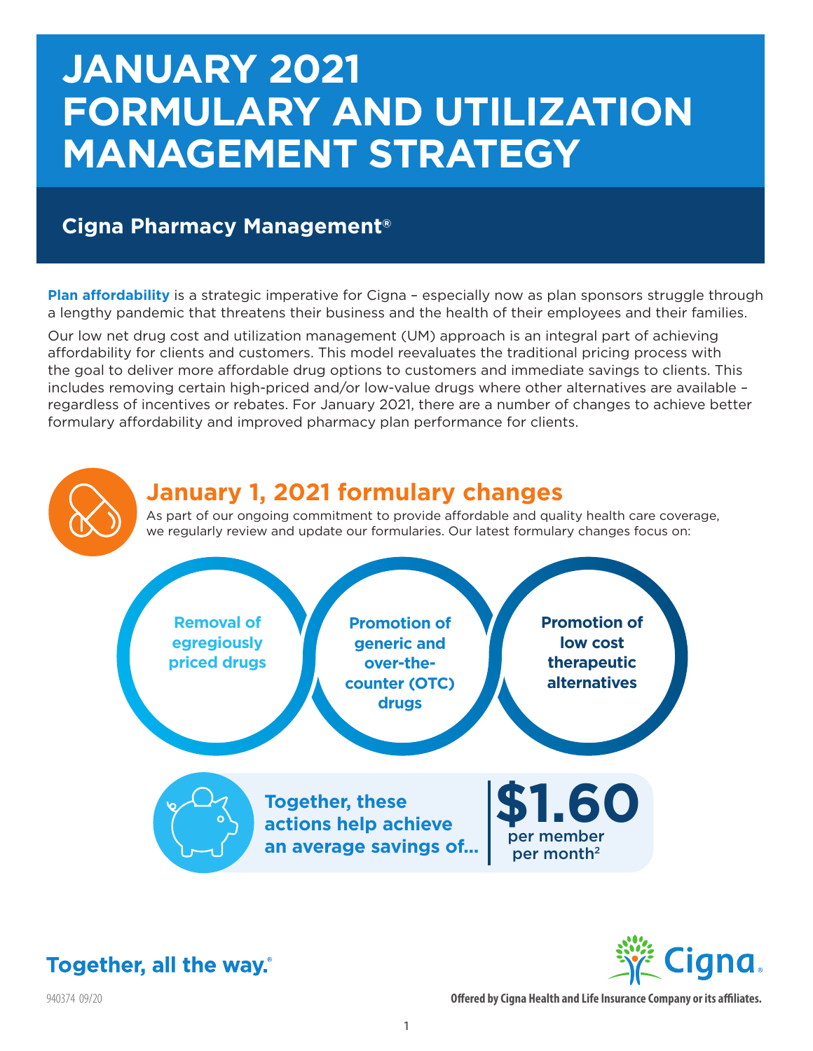# JANUARY 2021 FORMULARY AND UTILIZATION MANAGEMENT STRATEGY

## Cigna Pharmacy Management®

**Plan affordability** is a strategic imperative for Cigna – especially now as plan sponsors struggle through a lengthy pandemic that threatens their business and the health of their employees and their families.

Our low net drug cost and utilization management (UM) approach is an integral part of achieving affordability for clients and customers. This model reevaluates the traditional pricing process with the goal to deliver more affordable drug options to customers and immediate savings to clients. This includes removing certain high-priced and/or low-value drugs where other alternatives are available – regardless of incentives or rebates. For January 2021, there are a number of changes to achieve better formulary affordability and improved pharmacy plan performance for clients.

## January 1, 2021 formulary changes

As part of our ongoing commitment to provide affordable and quality health care coverage, we regularly review and update our formularies. Our latest formulary changes focus on:

- **Removal of egregiously priced drugs**
- **Promotion of generic and over-the-counter (OTC) drugs**
- **Promotion of low cost therapeutic alternatives**

**Together, these actions help achieve an average savings of... $1.60 per member per month**[2]

Together, all the way.®

940374 09/20

Offered by Cigna Health and Life Insurance Company or its affiliates.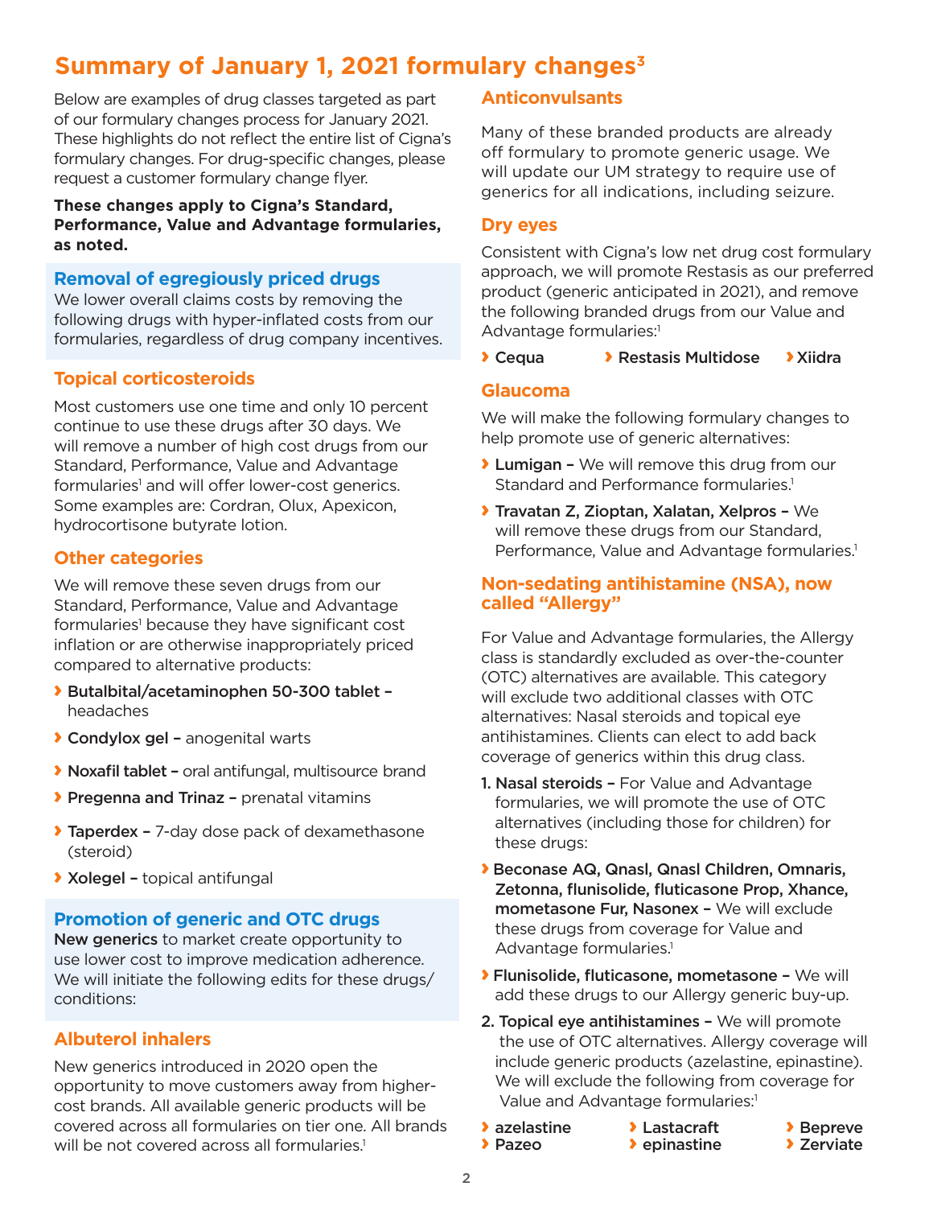# Summary of January 1, 2021 formulary changes[3]

Below are examples of drug classes targeted as part of our formulary changes process for January 2021. These highlights do not reflect the entire list of Cigna's formulary changes. For drug-specific changes, please request a customer formulary change flyer.

**These changes apply to Cigna's Standard, Performance, Value and Advantage formularies, as noted.**

## Removal of egregiously priced drugs

We lower overall claims costs by removing the following drugs with hyper-inflated costs from our formularies, regardless of drug company incentives.

### Topical corticosteroids

Most customers use one time and only 10 percent continue to use these drugs after 30 days. We will remove a number of high cost drugs from our Standard, Performance, Value and Advantage formularies[1] and will offer lower-cost generics. Some examples are: Cordran, Olux, Apexicon, hydrocortisone butyrate lotion.

### Other categories

We will remove these seven drugs from our Standard, Performance, Value and Advantage formularies[1] because they have significant cost inflation or are otherwise inappropriately priced compared to alternative products:

- **Butalbital/acetaminophen 50-300 tablet –** headaches
- **Condylox gel –** anogenital warts
- **Noxafil tablet –** oral antifungal, multisource brand
- **Pregenna and Trinaz –** prenatal vitamins
- **Taperdex –** 7-day dose pack of dexamethasone (steroid)
- **Xolegel –** topical antifungal

## Promotion of generic and OTC drugs

**New generics** to market create opportunity to use lower cost to improve medication adherence. We will initiate the following edits for these drugs/conditions:

### Albuterol inhalers

New generics introduced in 2020 open the opportunity to move customers away from higher-cost brands. All available generic products will be covered across all formularies on tier one. All brands will be not covered across all formularies.[1]

### Anticonvulsants

Many of these branded products are already off formulary to promote generic usage. We will update our UM strategy to require use of generics for all indications, including seizure.

### Dry eyes

Consistent with Cigna's low net drug cost formulary approach, we will promote Restasis as our preferred product (generic anticipated in 2021), and remove the following branded drugs from our Value and Advantage formularies:[1]

- **Cequa**
- **Restasis Multidose**
- **Xiidra**

### Glaucoma

We will make the following formulary changes to help promote use of generic alternatives:

- **Lumigan –** We will remove this drug from our Standard and Performance formularies.[1]
- **Travatan Z, Zioptan, Xalatan, Xelpros –** We will remove these drugs from our Standard, Performance, Value and Advantage formularies.[1]

### Non-sedating antihistamine (NSA), now called "Allergy"

For Value and Advantage formularies, the Allergy class is standardly excluded as over-the-counter (OTC) alternatives are available. This category will exclude two additional classes with OTC alternatives: Nasal steroids and topical eye antihistamines. Clients can elect to add back coverage of generics within this drug class.

1. **Nasal steroids –** For Value and Advantage formularies, we will promote the use of OTC alternatives (including those for children) for these drugs:
   - **Beconase AQ, Qnasl, Qnasl Children, Omnaris, Zetonna, flunisolide, fluticasone Prop, Xhance, mometasone Fur, Nasonex –** We will exclude these drugs from coverage for Value and Advantage formularies.[1]
   - **Flunisolide, fluticasone, mometasone –** We will add these drugs to our Allergy generic buy-up.
2. **Topical eye antihistamines –** We will promote the use of OTC alternatives. Allergy coverage will include generic products (azelastine, epinastine). We will exclude the following from coverage for Value and Advantage formularies:[1]
   - **azelastine**
   - **Pazeo**
   - **Lastacraft**
   - **epinastine**
   - **Bepreve**
   - **Zerviate**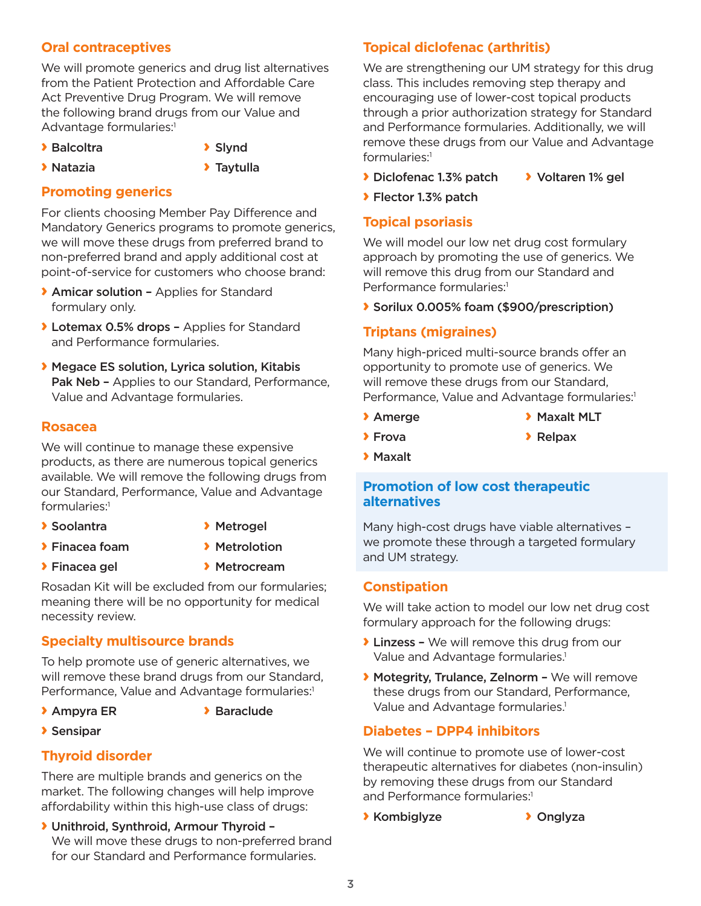## Oral contraceptives

We will promote generics and drug list alternatives from the Patient Protection and Affordable Care Act Preventive Drug Program. We will remove the following brand drugs from our Value and Advantage formularies:[1]

- **Balcoltra**
- **Natazia**
- **Slynd**
- **Taytulla**

## Promoting generics

For clients choosing Member Pay Difference and Mandatory Generics programs to promote generics, we will move these drugs from preferred brand to non-preferred brand and apply additional cost at point-of-service for customers who choose brand:

- **Amicar solution –** Applies for Standard formulary only.
- **Lotemax 0.5% drops –** Applies for Standard and Performance formularies.
- **Megace ES solution, Lyrica solution, Kitabis Pak Neb –** Applies to our Standard, Performance, Value and Advantage formularies.

## Rosacea

We will continue to manage these expensive products, as there are numerous topical generics available. We will remove the following drugs from our Standard, Performance, Value and Advantage formularies:[1]

- **Soolantra**
- **Finacea foam**
- **Finacea gel**
- **Metrogel**
- **Metrolotion**
- **Metrocream**

Rosadan Kit will be excluded from our formularies; meaning there will be no opportunity for medical necessity review.

## Specialty multisource brands

To help promote use of generic alternatives, we will remove these brand drugs from our Standard, Performance, Value and Advantage formularies:[1]

- **Ampyra ER**
- **Sensipar**
- **Baraclude**

## Thyroid disorder

There are multiple brands and generics on the market. The following changes will help improve affordability within this high-use class of drugs:

- **Unithroid, Synthroid, Armour Thyroid –** We will move these drugs to non-preferred brand for our Standard and Performance formularies.

## Topical diclofenac (arthritis)

We are strengthening our UM strategy for this drug class. This includes removing step therapy and encouraging use of lower-cost topical products through a prior authorization strategy for Standard and Performance formularies. Additionally, we will remove these drugs from our Value and Advantage formularies:[1]

- **Diclofenac 1.3% patch**
- **Flector 1.3% patch**
- **Voltaren 1% gel**

## Topical psoriasis

We will model our low net drug cost formulary approach by promoting the use of generics. We will remove this drug from our Standard and Performance formularies:[1]

- **Sorilux 0.005% foam ($900/prescription)**

## Triptans (migraines)

Many high-priced multi-source brands offer an opportunity to promote use of generics. We will remove these drugs from our Standard, Performance, Value and Advantage formularies:[1]

- **Amerge**
- **Frova**
- **Maxalt**
- **Maxalt MLT**
- **Relpax**

## Promotion of low cost therapeutic alternatives

Many high-cost drugs have viable alternatives – we promote these through a targeted formulary and UM strategy.

## Constipation

We will take action to model our low net drug cost formulary approach for the following drugs:

- **Linzess –** We will remove this drug from our Value and Advantage formularies.[1]
- **Motegrity, Trulance, Zelnorm –** We will remove these drugs from our Standard, Performance, Value and Advantage formularies.[1]

## Diabetes – DPP4 inhibitors

We will continue to promote use of lower-cost therapeutic alternatives for diabetes (non-insulin) by removing these drugs from our Standard and Performance formularies:[1]

- **Kombiglyze**
- **Onglyza**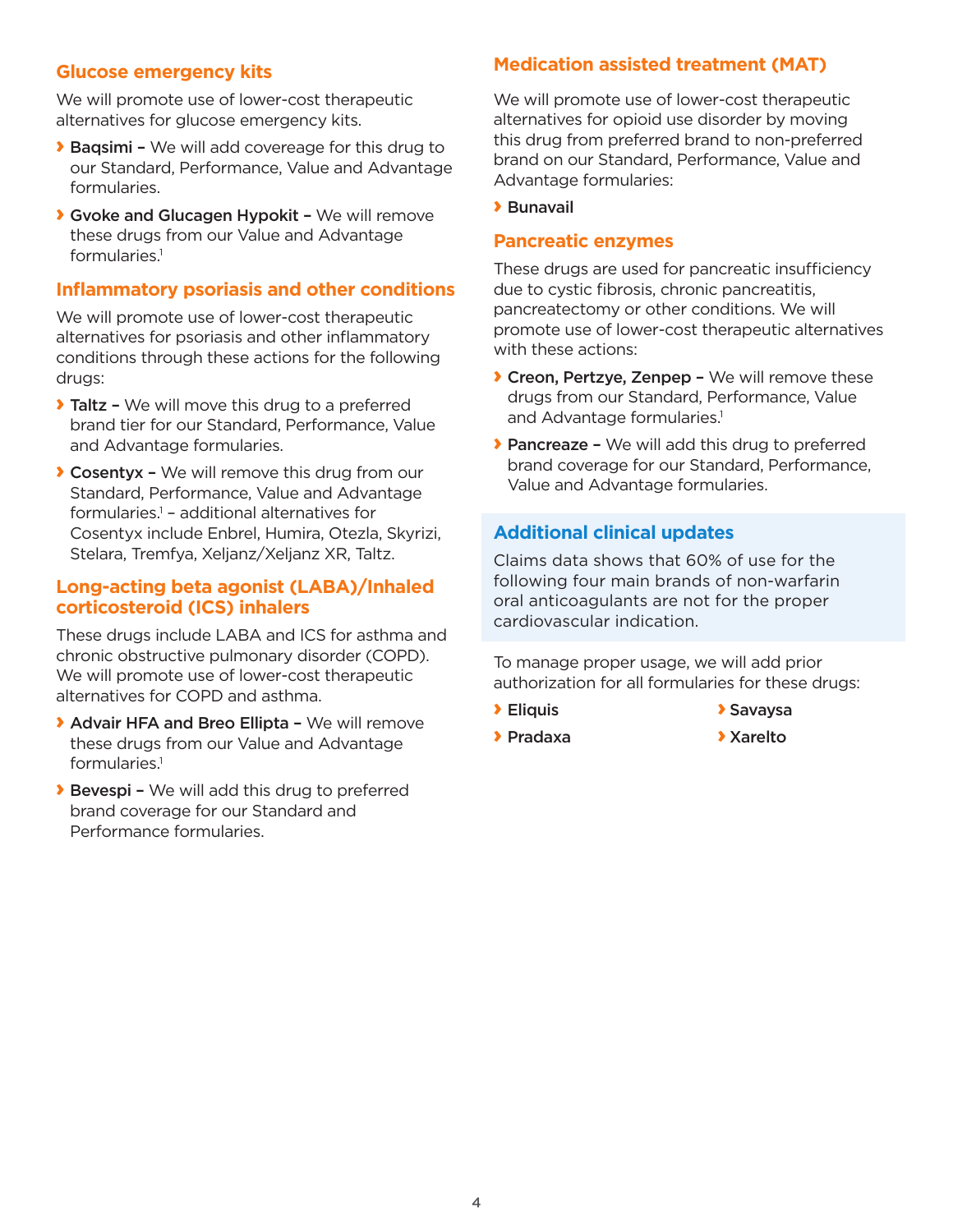## Glucose emergency kits

We will promote use of lower-cost therapeutic alternatives for glucose emergency kits.

- **Baqsimi –** We will add covereage for this drug to our Standard, Performance, Value and Advantage formularies.
- **Gvoke and Glucagen Hypokit –** We will remove these drugs from our Value and Advantage formularies.[1]

## Inflammatory psoriasis and other conditions

We will promote use of lower-cost therapeutic alternatives for psoriasis and other inflammatory conditions through these actions for the following drugs:

- **Taltz –** We will move this drug to a preferred brand tier for our Standard, Performance, Value and Advantage formularies.
- **Cosentyx –** We will remove this drug from our Standard, Performance, Value and Advantage formularies.[1] – additional alternatives for Cosentyx include Enbrel, Humira, Otezla, Skyrizi, Stelara, Tremfya, Xeljanz/Xeljanz XR, Taltz.

## Long-acting beta agonist (LABA)/Inhaled corticosteroid (ICS) inhalers

These drugs include LABA and ICS for asthma and chronic obstructive pulmonary disorder (COPD). We will promote use of lower-cost therapeutic alternatives for COPD and asthma.

- **Advair HFA and Breo Ellipta –** We will remove these drugs from our Value and Advantage formularies.[1]
- **Bevespi –** We will add this drug to preferred brand coverage for our Standard and Performance formularies.

## Medication assisted treatment (MAT)

We will promote use of lower-cost therapeutic alternatives for opioid use disorder by moving this drug from preferred brand to non-preferred brand on our Standard, Performance, Value and Advantage formularies:

- **Bunavail**

## Pancreatic enzymes

These drugs are used for pancreatic insufficiency due to cystic fibrosis, chronic pancreatitis, pancreatectomy or other conditions. We will promote use of lower-cost therapeutic alternatives with these actions:

- **Creon, Pertzye, Zenpep –** We will remove these drugs from our Standard, Performance, Value and Advantage formularies.[1]
- **Pancreaze –** We will add this drug to preferred brand coverage for our Standard, Performance, Value and Advantage formularies.

## Additional clinical updates

Claims data shows that 60% of use for the following four main brands of non-warfarin oral anticoagulants are not for the proper cardiovascular indication.

To manage proper usage, we will add prior authorization for all formularies for these drugs:

- **Eliquis**
- **Pradaxa**
- **Savaysa**
- **Xarelto**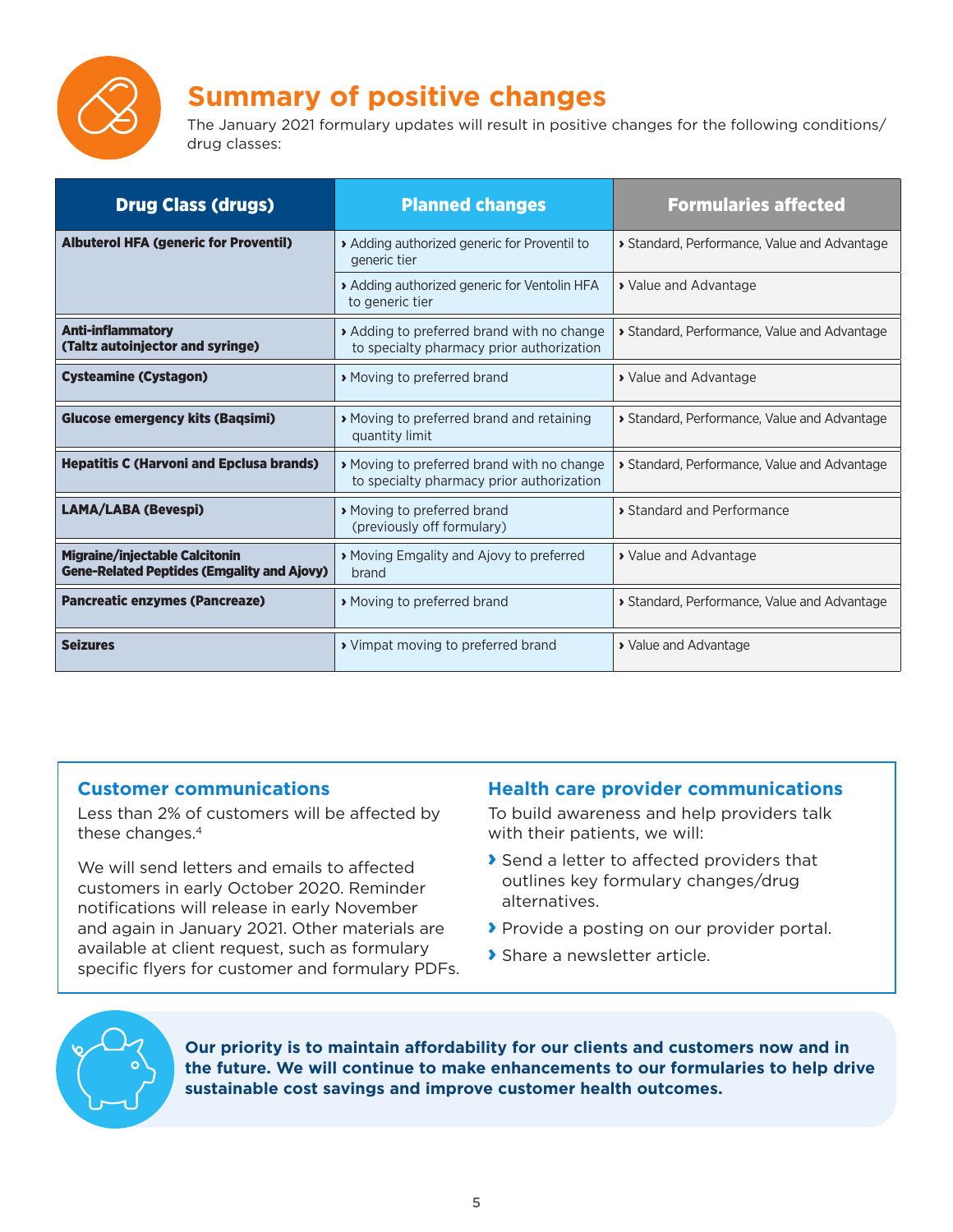# Summary of positive changes

The January 2021 formulary updates will result in positive changes for the following conditions/ drug classes:

| Drug Class (drugs) | Planned changes | Formularies affected |
|---|---|---|
| **Albuterol HFA (generic for Proventil)** | › Adding authorized generic for Proventil to generic tier | › Standard, Performance, Value and Advantage |
| | › Adding authorized generic for Ventolin HFA to generic tier | › Value and Advantage |
| **Anti-inflammatory (Taltz autoinjector and syringe)** | › Adding to preferred brand with no change to specialty pharmacy prior authorization | › Standard, Performance, Value and Advantage |
| **Cysteamine (Cystagon)** | › Moving to preferred brand | › Value and Advantage |
| **Glucose emergency kits (Baqsimi)** | › Moving to preferred brand and retaining quantity limit | › Standard, Performance, Value and Advantage |
| **Hepatitis C (Harvoni and Epclusa brands)** | › Moving to preferred brand with no change to specialty pharmacy prior authorization | › Standard, Performance, Value and Advantage |
| **LAMA/LABA (Bevespi)** | › Moving to preferred brand (previously off formulary) | › Standard and Performance |
| **Migraine/injectable Calcitonin Gene-Related Peptides (Emgality and Ajovy)** | › Moving Emgality and Ajovy to preferred brand | › Value and Advantage |
| **Pancreatic enzymes (Pancreaze)** | › Moving to preferred brand | › Standard, Performance, Value and Advantage |
| **Seizures** | › Vimpat moving to preferred brand | › Value and Advantage |

## Customer communications

Less than 2% of customers will be affected by these changes.[4]

We will send letters and emails to affected customers in early October 2020. Reminder notifications will release in early November and again in January 2021. Other materials are available at client request, such as formulary specific flyers for customer and formulary PDFs.

## Health care provider communications

To build awareness and help providers talk with their patients, we will:

- Send a letter to affected providers that outlines key formulary changes/drug alternatives.
- Provide a posting on our provider portal.
- Share a newsletter article.

**Our priority is to maintain affordability for our clients and customers now and in the future. We will continue to make enhancements to our formularies to help drive sustainable cost savings and improve customer health outcomes.**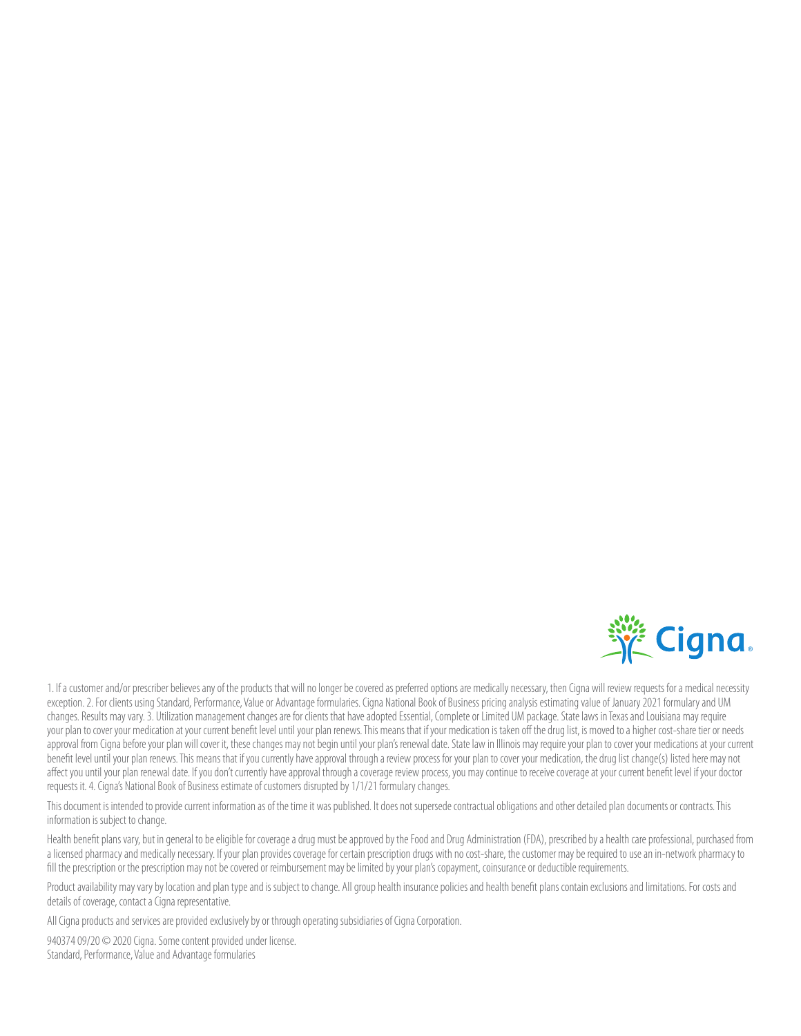1. If a customer and/or prescriber believes any of the products that will no longer be covered as preferred options are medically necessary, then Cigna will review requests for a medical necessity exception. 2. For clients using Standard, Performance, Value or Advantage formularies. Cigna National Book of Business pricing analysis estimating value of January 2021 formulary and UM changes. Results may vary. 3. Utilization management changes are for clients that have adopted Essential, Complete or Limited UM package. State laws in Texas and Louisiana may require your plan to cover your medication at your current benefit level until your plan renews. This means that if your medication is taken off the drug list, is moved to a higher cost-share tier or needs approval from Cigna before your plan will cover it, these changes may not begin until your plan's renewal date. State law in Illinois may require your plan to cover your medications at your current benefit level until your plan renews. This means that if you currently have approval through a review process for your plan to cover your medication, the drug list change(s) listed here may not affect you until your plan renewal date. If you don't currently have approval through a coverage review process, you may continue to receive coverage at your current benefit level if your doctor requests it. 4. Cigna's National Book of Business estimate of customers disrupted by 1/1/21 formulary changes.

This document is intended to provide current information as of the time it was published. It does not supersede contractual obligations and other detailed plan documents or contracts. This information is subject to change.

Health benefit plans vary, but in general to be eligible for coverage a drug must be approved by the Food and Drug Administration (FDA), prescribed by a health care professional, purchased from a licensed pharmacy and medically necessary. If your plan provides coverage for certain prescription drugs with no cost-share, the customer may be required to use an in-network pharmacy to fill the prescription or the prescription may not be covered or reimbursement may be limited by your plan's copayment, coinsurance or deductible requirements.

Product availability may vary by location and plan type and is subject to change. All group health insurance policies and health benefit plans contain exclusions and limitations. For costs and details of coverage, contact a Cigna representative.

All Cigna products and services are provided exclusively by or through operating subsidiaries of Cigna Corporation.

940374 09/20 © 2020 Cigna. Some content provided under license.
Standard, Performance, Value and Advantage formularies